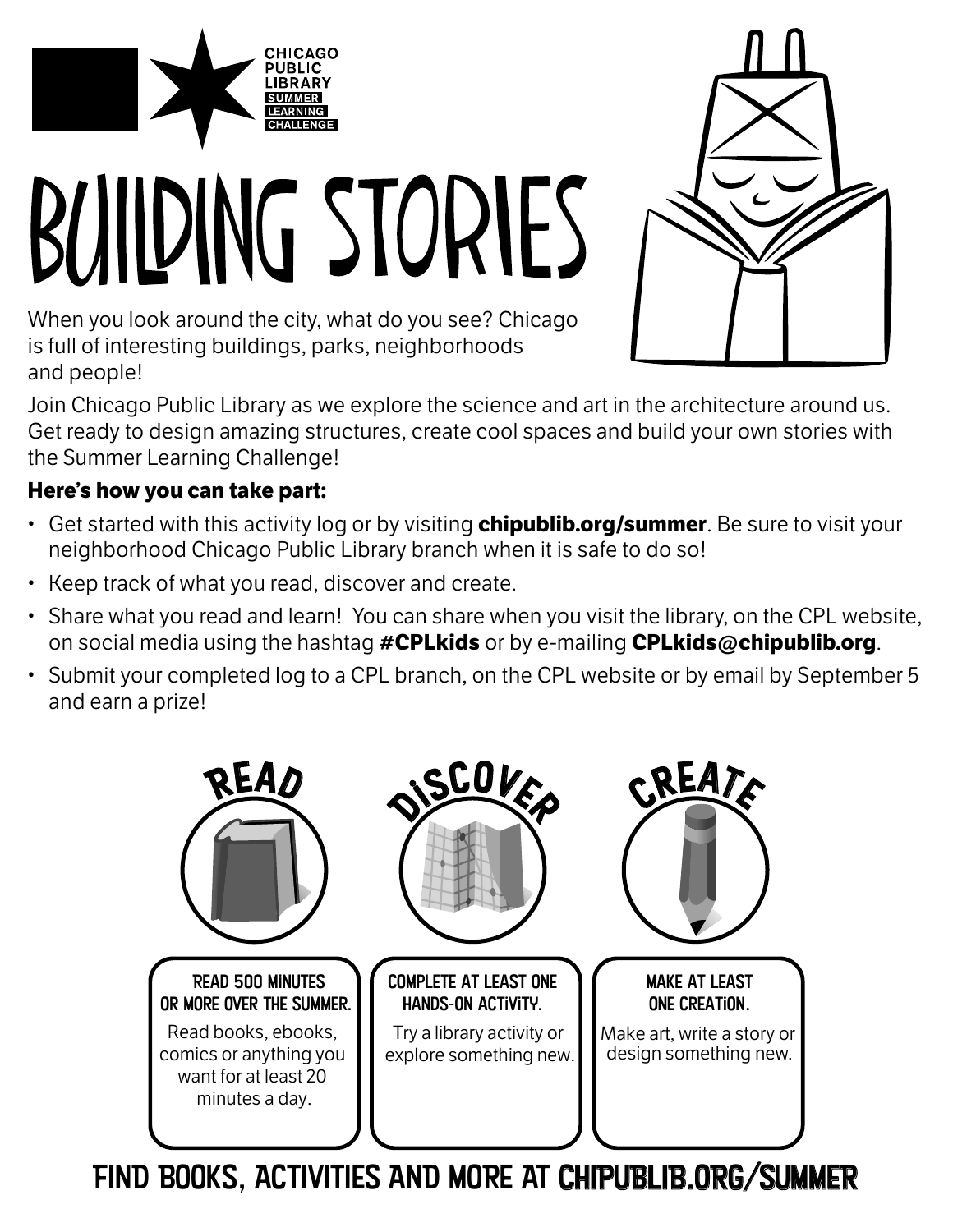CHICAGO PUBLIC LIBRARY SUMMER LEARNING CHALLENGE

# BUILDING STORIES

When you look around the city, what do you see? Chicago is full of interesting buildings, parks, neighborhoods and people!

Join Chicago Public Library as we explore the science and art in the architecture around us. Get ready to design amazing structures, create cool spaces and build your own stories with the Summer Learning Challenge!

**Here's how you can take part:**

- Get started with this activity log or by visiting **chipublib.org/summer**. Be sure to visit your neighborhood Chicago Public Library branch when it is safe to do so!
- Keep track of what you read, discover and create.
- Share what you read and learn! You can share when you visit the library, on the CPL website, on social media using the hashtag **#CPLkids** or by e-mailing **CPLkids@chipublib.org**.
- Submit your completed log to a CPL branch, on the CPL website or by email by September 5 and earn a prize!

## READ

**READ 500 MINUTES OR MORE OVER THE SUMMER.**

Read books, ebooks, comics or anything you want for at least 20 minutes a day.

## DISCOVER

**COMPLETE AT LEAST ONE HANDS-ON ACTIVITY.**

Try a library activity or explore something new.

## CREATE

**MAKE AT LEAST ONE CREATION.**

Make art, write a story or design something new.

FIND BOOKS, ACTIVITIES AND MORE AT CHIPUBLIB.ORG/SUMMER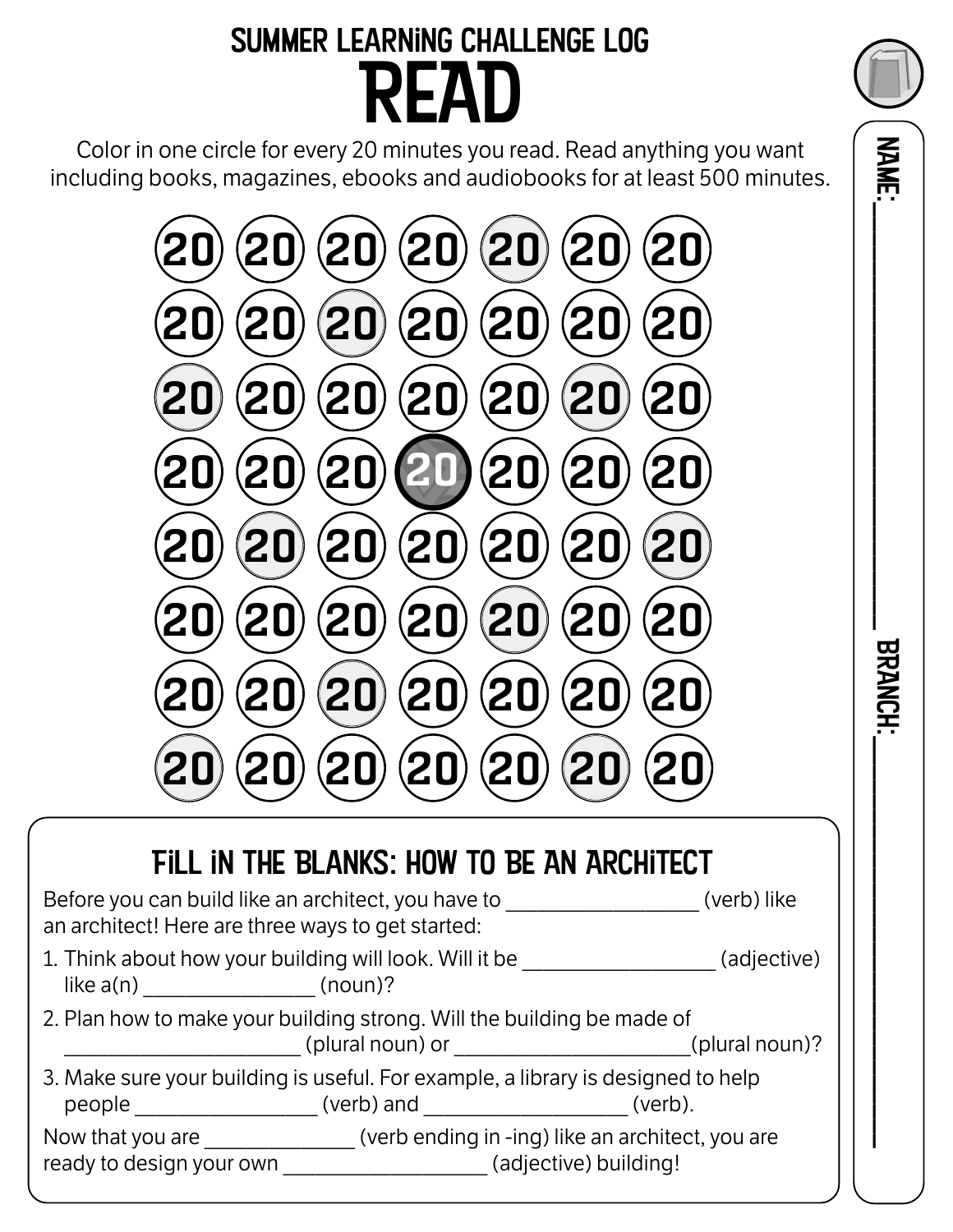# SUMMER LEARNING CHALLENGE LOG

# READ

Color in one circle for every 20 minutes you read. Read anything you want including books, magazines, ebooks and audiobooks for at least 500 minutes.

20 20 20 20 20 20 20

20 20 20 20 20 20 20

20 20 20 20 20 20 20

20 20 20 20 20 20 20

20 20 20 20 20 20 20

20 20 20 20 20 20 20

20 20 20 20 20 20 20

20 20 20 20 20 20 20

NAME: ____________________ BRANCH: ____________________

## FILL IN THE BLANKS: HOW TO BE AN ARCHITECT

Before you can build like an architect, you have to ________________ (verb) like an architect! Here are three ways to get started:

1. Think about how your building will look. Will it be ________________ (adjective) like a(n) ______________ (noun)?
2. Plan how to make your building strong. Will the building be made of ____________________ (plural noun) or ____________________(plural noun)?
3. Make sure your building is useful. For example, a library is designed to help people ________________ (verb) and _________________ (verb).

Now that you are _____________ (verb ending in -ing) like an architect, you are ready to design your own _________________ (adjective) building!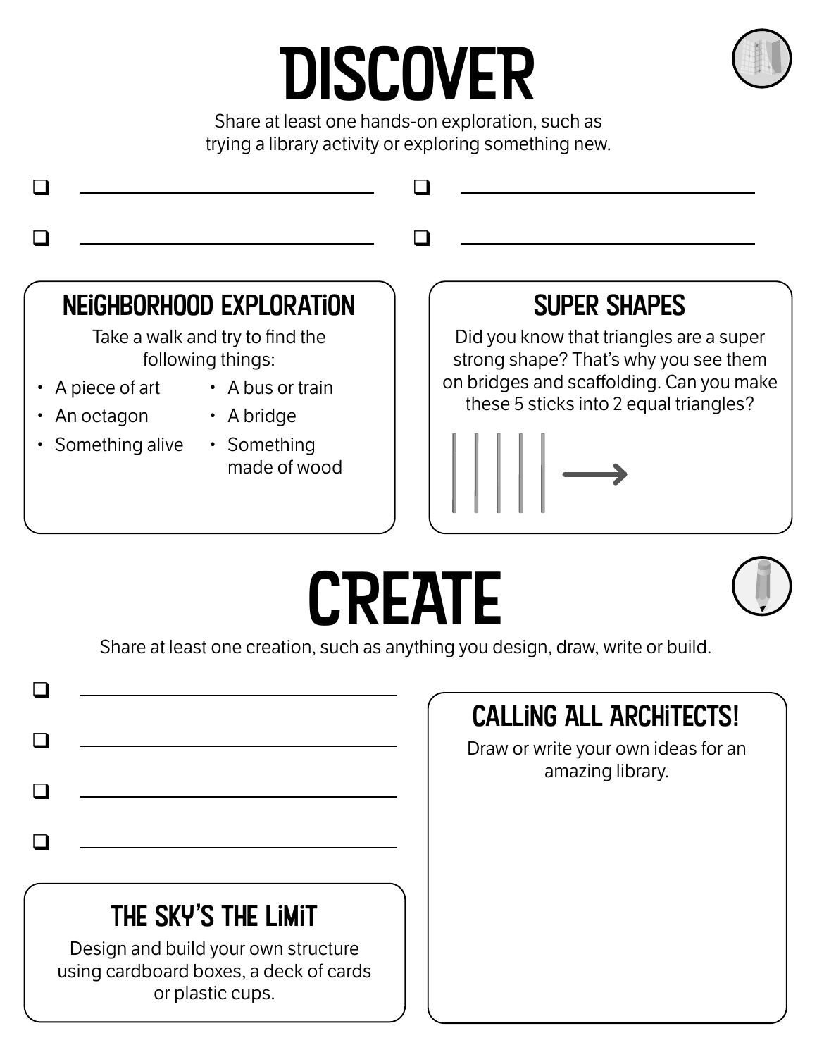# DISCOVER

Share at least one hands-on exploration, such as trying a library activity or exploring something new.

- [ ] ____________________
- [ ] ____________________
- [ ] ____________________
- [ ] ____________________

## NEIGHBORHOOD EXPLORATION

Take a walk and try to find the following things:

- A piece of art
- An octagon
- Something alive
- A bus or train
- A bridge
- Something made of wood

## SUPER SHAPES

Did you know that triangles are a super strong shape? That's why you see them on bridges and scaffolding. Can you make these 5 sticks into 2 equal triangles?

# CREATE

Share at least one creation, such as anything you design, draw, write or build.

- [ ] ____________________
- [ ] ____________________
- [ ] ____________________
- [ ] ____________________

## THE SKY'S THE LIMIT

Design and build your own structure using cardboard boxes, a deck of cards or plastic cups.

## CALLING ALL ARCHITECTS!

Draw or write your own ideas for an amazing library.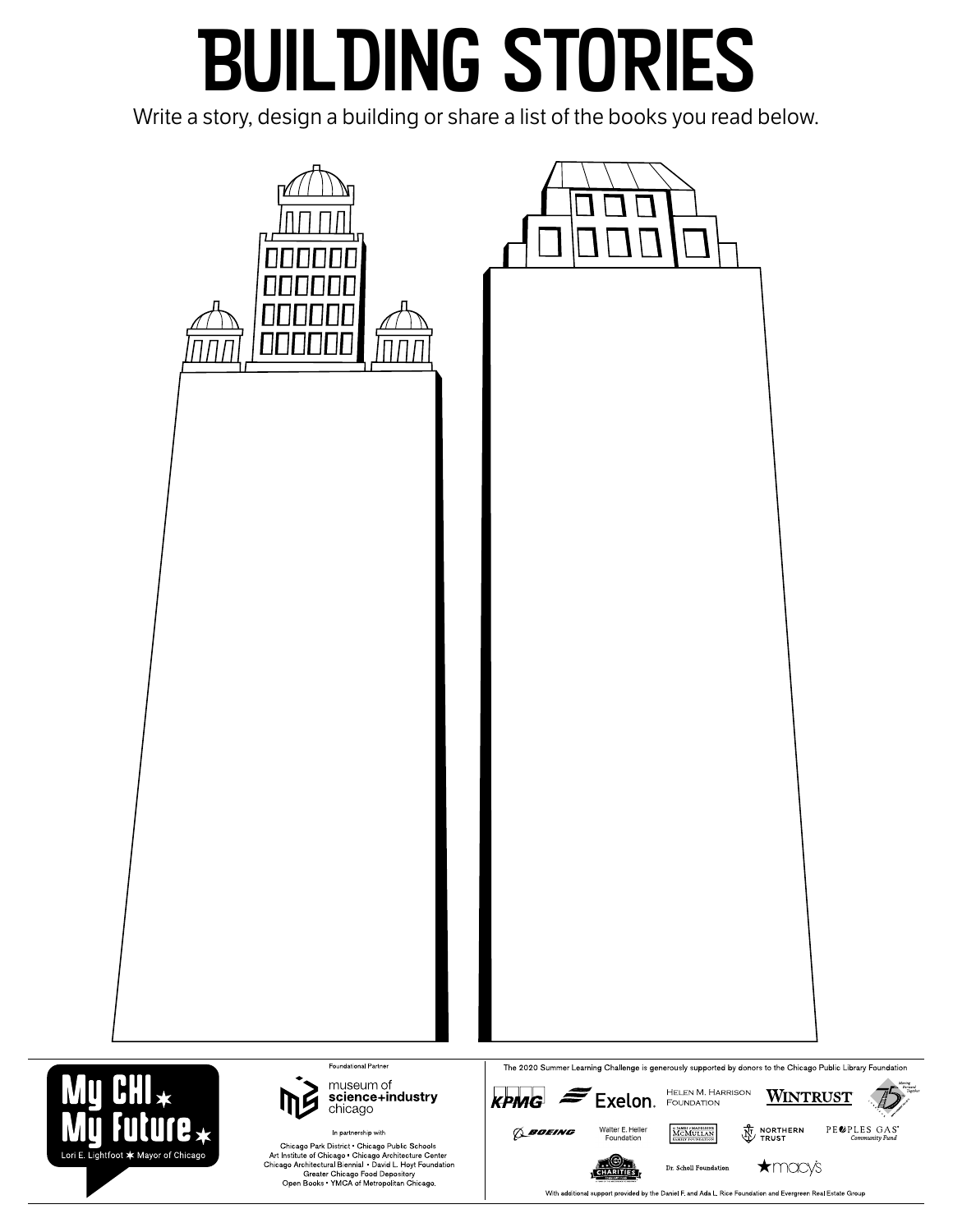# BUILDING STORIES

Write a story, design a building or share a list of the books you read below.

My CHI My Future

Lori E. Lightfoot ✶ Mayor of Chicago

Foundational Partner

museum of science+industry chicago

In partnership with

Chicago Park District • Chicago Public Schools
Art Institute of Chicago • Chicago Architecture Center
Chicago Architectural Biennial • David L. Hoyt Foundation
Greater Chicago Food Depository
Open Books • YMCA of Metropolitan Chicago.

The 2020 Summer Learning Challenge is generously supported by donors to the Chicago Public Library Foundation

KPMG Exelon. Helen M. Harrison Foundation Wintrust

Boeing Walter E. Heller Foundation McMullan Family Foundation Northern Trust Peoples Gas Community Fund

Cubs Charities Dr. Scholl Foundation macy's

With additional support provided by the Daniel F. and Ada L. Rice Foundation and Evergreen Real Estate Group